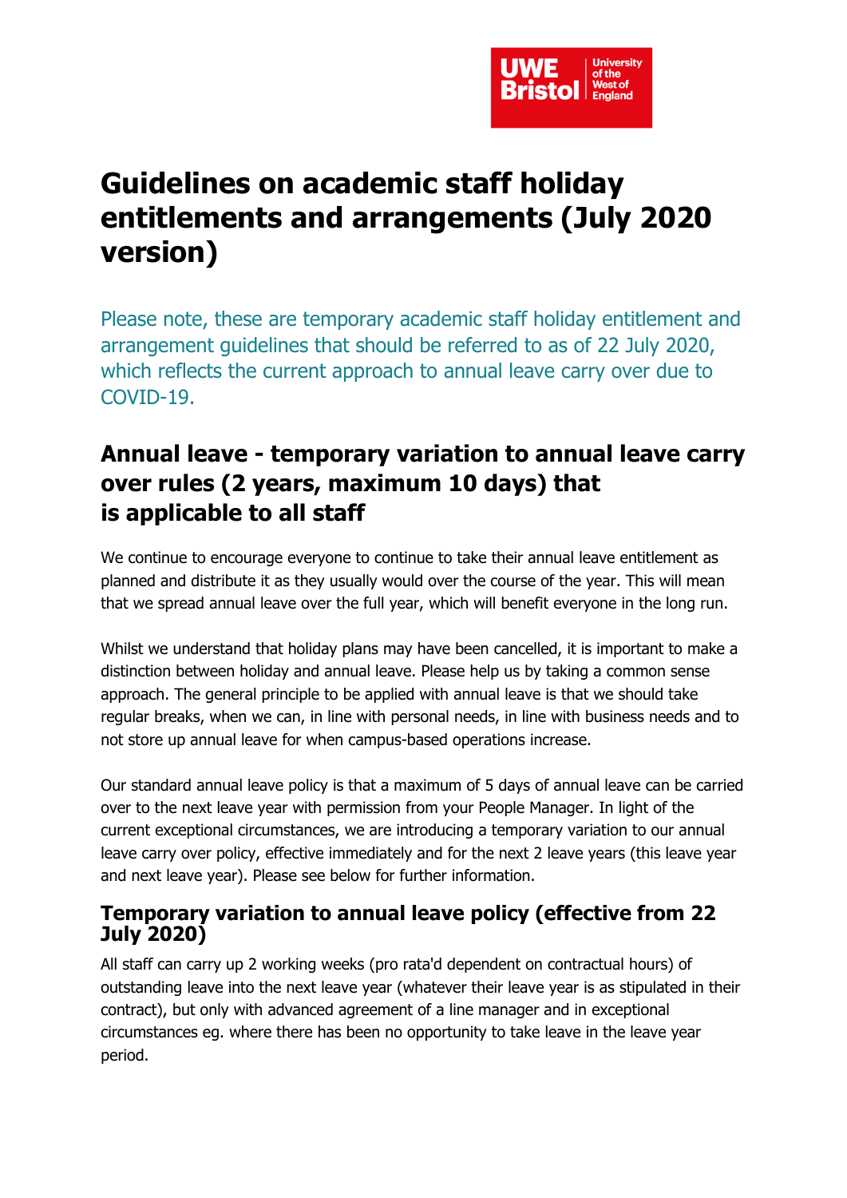# Guidelines on academic staff holiday entitlements and arrangements (July 2020 version)

Please note, these are temporary academic staff holiday entitlement and arrangement guidelines that should be referred to as of 22 July 2020, which reflects the current approach to annual leave carry over due to COVID-19.

## Annual leave - temporary variation to annual leave carry over rules (2 years, maximum 10 days) that is applicable to all staff

We continue to encourage everyone to continue to take their annual leave entitlement as planned and distribute it as they usually would over the course of the year. This will mean that we spread annual leave over the full year, which will benefit everyone in the long run.

Whilst we understand that holiday plans may have been cancelled, it is important to make a distinction between holiday and annual leave. Please help us by taking a common sense approach. The general principle to be applied with annual leave is that we should take regular breaks, when we can, in line with personal needs, in line with business needs and to not store up annual leave for when campus-based operations increase.

Our standard annual leave policy is that a maximum of 5 days of annual leave can be carried over to the next leave year with permission from your People Manager. In light of the current exceptional circumstances, we are introducing a temporary variation to our annual leave carry over policy, effective immediately and for the next 2 leave years (this leave year and next leave year). Please see below for further information.

### Temporary variation to annual leave policy (effective from 22 July 2020)

All staff can carry up 2 working weeks (pro rata'd dependent on contractual hours) of outstanding leave into the next leave year (whatever their leave year is as stipulated in their contract), but only with advanced agreement of a line manager and in exceptional circumstances eg. where there has been no opportunity to take leave in the leave year period.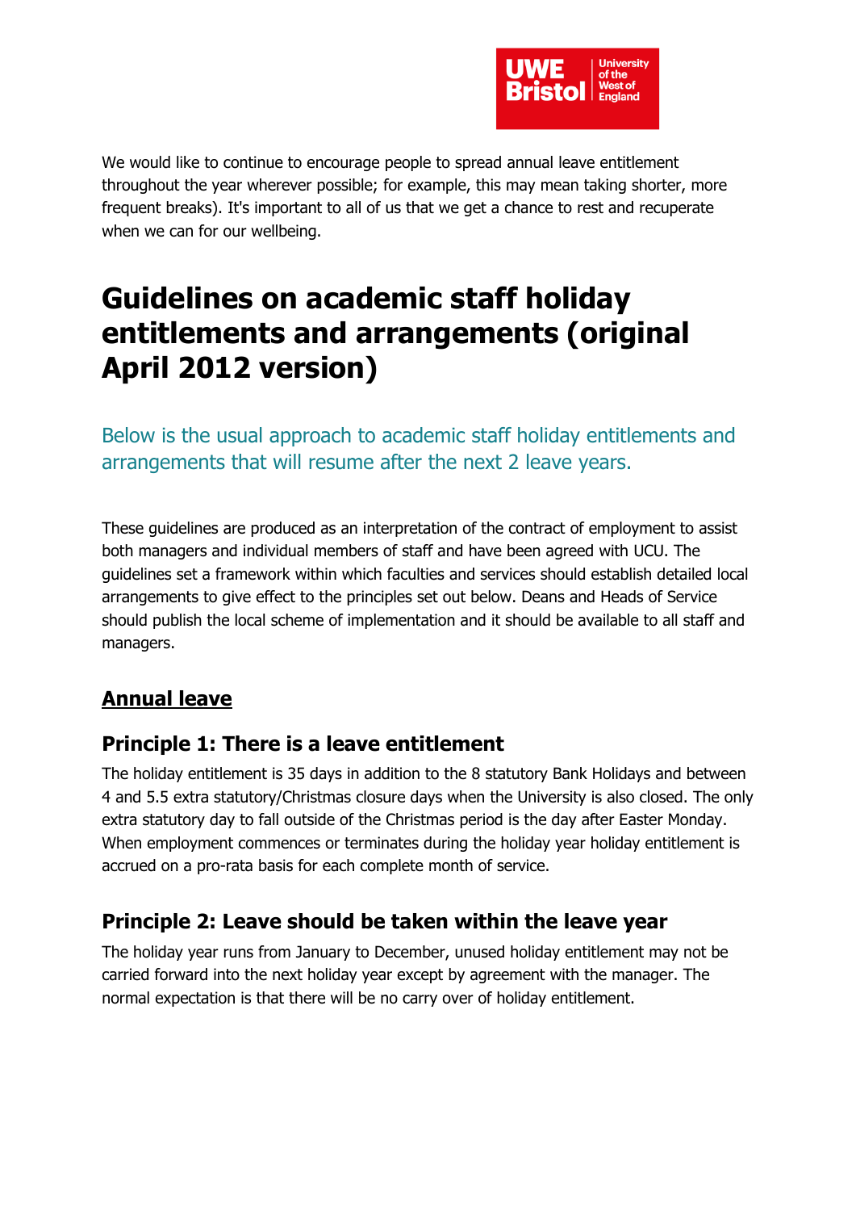We would like to continue to encourage people to spread annual leave entitlement throughout the year wherever possible; for example, this may mean taking shorter, more frequent breaks). It's important to all of us that we get a chance to rest and recuperate when we can for our wellbeing.

# Guidelines on academic staff holiday entitlements and arrangements (original April 2012 version)

## Below is the usual approach to academic staff holiday entitlements and arrangements that will resume after the next 2 leave years.

These guidelines are produced as an interpretation of the contract of employment to assist both managers and individual members of staff and have been agreed with UCU. The guidelines set a framework within which faculties and services should establish detailed local arrangements to give effect to the principles set out below. Deans and Heads of Service should publish the local scheme of implementation and it should be available to all staff and managers.

## Annual leave

### Principle 1: There is a leave entitlement

The holiday entitlement is 35 days in addition to the 8 statutory Bank Holidays and between 4 and 5.5 extra statutory/Christmas closure days when the University is also closed. The only extra statutory day to fall outside of the Christmas period is the day after Easter Monday. When employment commences or terminates during the holiday year holiday entitlement is accrued on a pro-rata basis for each complete month of service.

### Principle 2: Leave should be taken within the leave year

The holiday year runs from January to December, unused holiday entitlement may not be carried forward into the next holiday year except by agreement with the manager. The normal expectation is that there will be no carry over of holiday entitlement.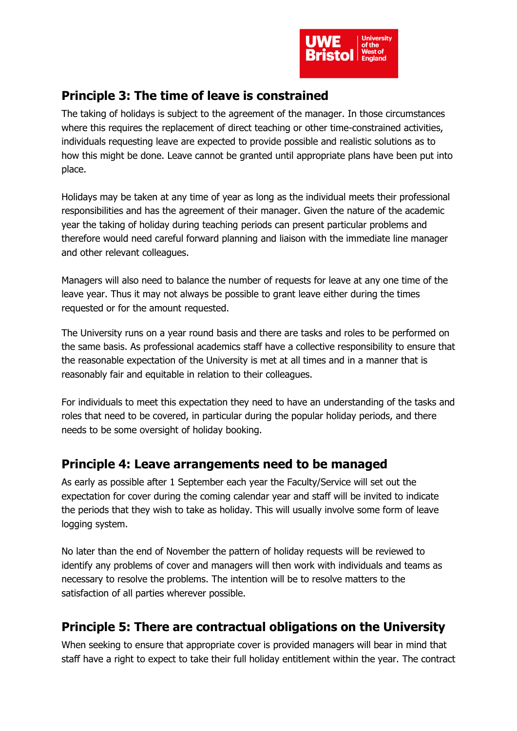## Principle 3: The time of leave is constrained

The taking of holidays is subject to the agreement of the manager. In those circumstances where this requires the replacement of direct teaching or other time-constrained activities, individuals requesting leave are expected to provide possible and realistic solutions as to how this might be done. Leave cannot be granted until appropriate plans have been put into place.

Holidays may be taken at any time of year as long as the individual meets their professional responsibilities and has the agreement of their manager. Given the nature of the academic year the taking of holiday during teaching periods can present particular problems and therefore would need careful forward planning and liaison with the immediate line manager and other relevant colleagues.

Managers will also need to balance the number of requests for leave at any one time of the leave year. Thus it may not always be possible to grant leave either during the times requested or for the amount requested.

The University runs on a year round basis and there are tasks and roles to be performed on the same basis. As professional academics staff have a collective responsibility to ensure that the reasonable expectation of the University is met at all times and in a manner that is reasonably fair and equitable in relation to their colleagues.

For individuals to meet this expectation they need to have an understanding of the tasks and roles that need to be covered, in particular during the popular holiday periods, and there needs to be some oversight of holiday booking.

## Principle 4: Leave arrangements need to be managed

As early as possible after 1 September each year the Faculty/Service will set out the expectation for cover during the coming calendar year and staff will be invited to indicate the periods that they wish to take as holiday. This will usually involve some form of leave logging system.

No later than the end of November the pattern of holiday requests will be reviewed to identify any problems of cover and managers will then work with individuals and teams as necessary to resolve the problems. The intention will be to resolve matters to the satisfaction of all parties wherever possible.

## Principle 5: There are contractual obligations on the University

When seeking to ensure that appropriate cover is provided managers will bear in mind that staff have a right to expect to take their full holiday entitlement within the year. The contract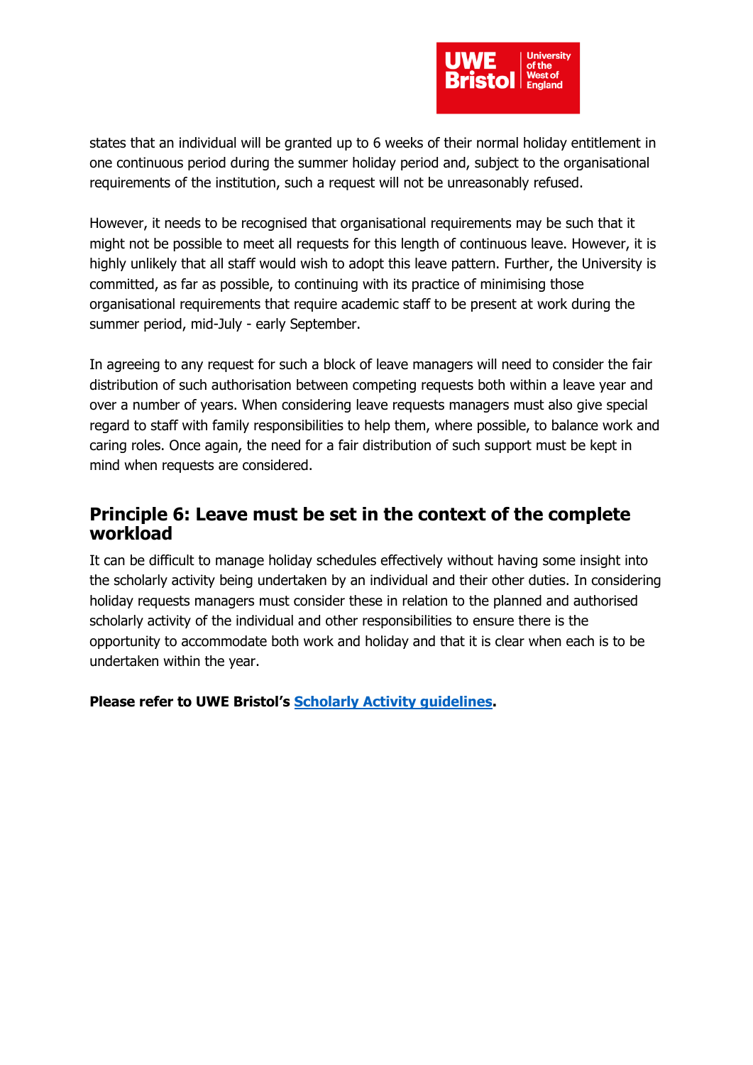states that an individual will be granted up to 6 weeks of their normal holiday entitlement in one continuous period during the summer holiday period and, subject to the organisational requirements of the institution, such a request will not be unreasonably refused.

However, it needs to be recognised that organisational requirements may be such that it might not be possible to meet all requests for this length of continuous leave. However, it is highly unlikely that all staff would wish to adopt this leave pattern. Further, the University is committed, as far as possible, to continuing with its practice of minimising those organisational requirements that require academic staff to be present at work during the summer period, mid-July - early September.

In agreeing to any request for such a block of leave managers will need to consider the fair distribution of such authorisation between competing requests both within a leave year and over a number of years. When considering leave requests managers must also give special regard to staff with family responsibilities to help them, where possible, to balance work and caring roles. Once again, the need for a fair distribution of such support must be kept in mind when requests are considered.

## Principle 6: Leave must be set in the context of the complete workload

It can be difficult to manage holiday schedules effectively without having some insight into the scholarly activity being undertaken by an individual and their other duties. In considering holiday requests managers must consider these in relation to the planned and authorised scholarly activity of the individual and other responsibilities to ensure there is the opportunity to accommodate both work and holiday and that it is clear when each is to be undertaken within the year.

**Please refer to UWE Bristol's Scholarly Activity guidelines.**